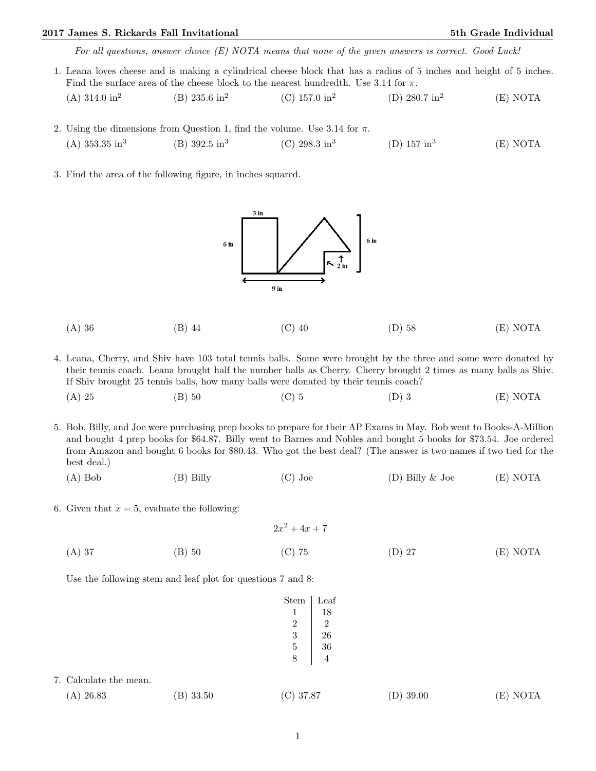*For all questions, answer choice (E) NOTA means that none of the given answers is correct. Good Luck!*

1. Leana loves cheese and is making a cylindrical cheese block that has a radius of 5 inches and height of 5 inches. Find the surface area of the cheese block to the nearest hundredth. Use 3.14 for $\pi$.

   (A) 314.0 in$^2$ (B) 235.6 in$^2$ (C) 157.0 in$^2$ (D) 280.7 in$^2$ (E) NOTA

2. Using the dimensions from Question 1, find the volume. Use 3.14 for $\pi$.

   (A) 353.35 in$^3$ (B) 392.5 in$^3$ (C) 298.3 in$^3$ (D) 157 in$^3$ (E) NOTA

3. Find the area of the following figure, in inches squared.

   3 in, 6 in, 6 in, 2 in, 9 in

   (A) 36 (B) 44 (C) 40 (D) 58 (E) NOTA

4. Leana, Cherry, and Shiv have 103 total tennis balls. Some were brought by the three and some were donated by their tennis coach. Leana brought half the number balls as Cherry. Cherry brought 2 times as many balls as Shiv. If Shiv brought 25 tennis balls, how many balls were donated by their tennis coach?

   (A) 25 (B) 50 (C) 5 (D) 3 (E) NOTA

5. Bob, Billy, and Joe were purchasing prep books to prepare for their AP Exams in May. Bob went to Books-A-Million and bought 4 prep books for \$64.87. Billy went to Barnes and Nobles and bought 5 books for \$73.54. Joe ordered from Amazon and bought 6 books for \$80.43. Who got the best deal? (The answer is two names if two tied for the best deal.)

   (A) Bob (B) Billy (C) Joe (D) Billy & Joe (E) NOTA

6. Given that $x = 5$, evaluate the following:

   $$2x^2 + 4x + 7$$

   (A) 37 (B) 50 (C) 75 (D) 27 (E) NOTA

Use the following stem and leaf plot for questions 7 and 8:

| Stem | Leaf |
|---|---|
| 1 | 18 |
| 2 | 2 |
| 3 | 26 |
| 5 | 36 |
| 8 | 4 |

7. Calculate the mean.

   (A) 26.83 (B) 33.50 (C) 37.87 (D) 39.00 (E) NOTA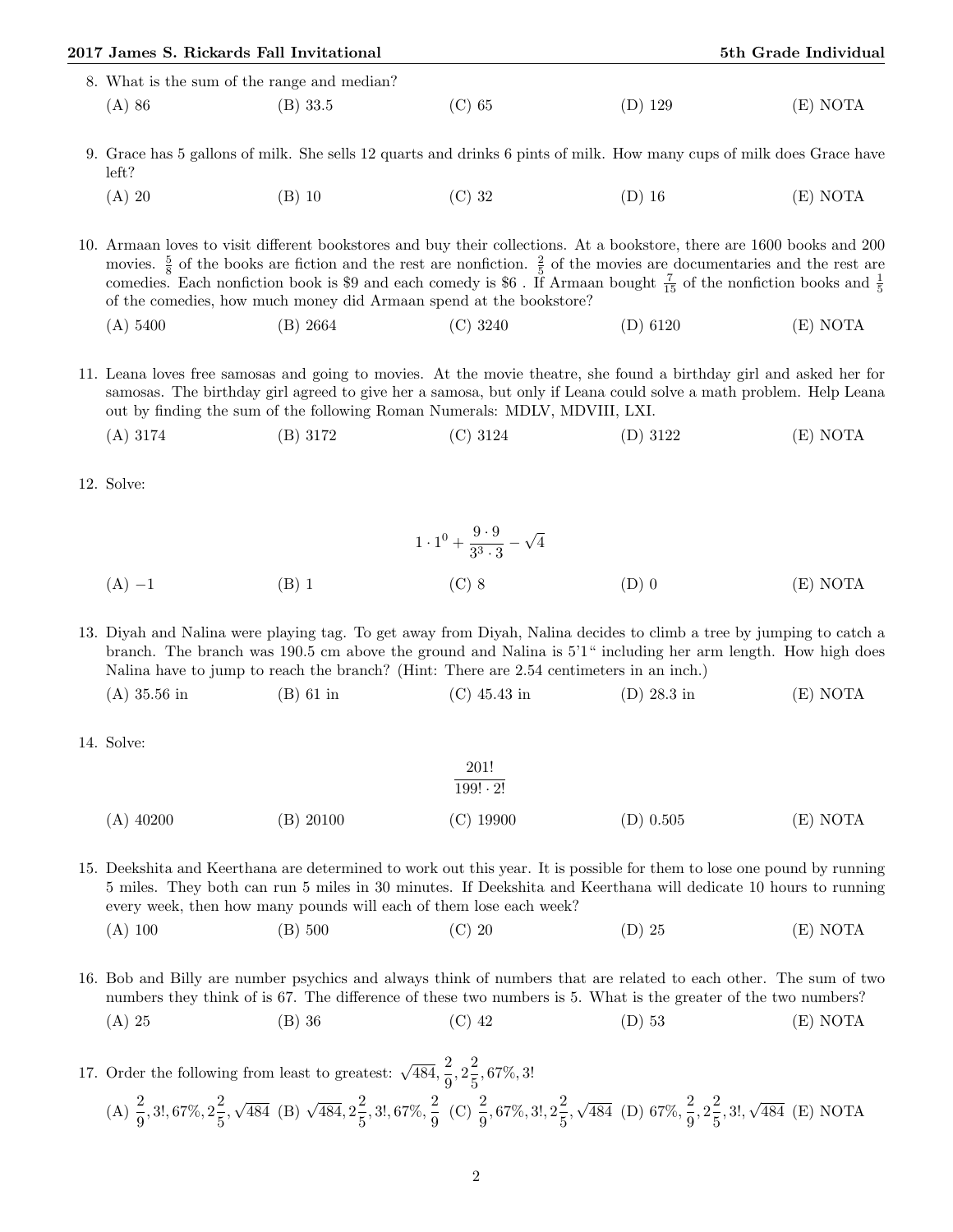8. What is the sum of the range and median?

   (A) 86 (B) 33.5 (C) 65 (D) 129 (E) NOTA

9. Grace has 5 gallons of milk. She sells 12 quarts and drinks 6 pints of milk. How many cups of milk does Grace have left?

   (A) 20 (B) 10 (C) 32 (D) 16 (E) NOTA

10. Armaan loves to visit different bookstores and buy their collections. At a bookstore, there are 1600 books and 200 movies. $\frac{5}{8}$ of the books are fiction and the rest are nonfiction. $\frac{2}{5}$ of the movies are documentaries and the rest are comedies. Each nonfiction book is \$9 and each comedy is \$6 . If Armaan bought $\frac{7}{15}$ of the nonfiction books and $\frac{1}{5}$ of the comedies, how much money did Armaan spend at the bookstore?

    (A) 5400 (B) 2664 (C) 3240 (D) 6120 (E) NOTA

11. Leana loves free samosas and going to movies. At the movie theatre, she found a birthday girl and asked her for samosas. The birthday girl agreed to give her a samosa, but only if Leana could solve a math problem. Help Leana out by finding the sum of the following Roman Numerals: MDLV, MDVIII, LXI.

    (A) 3174 (B) 3172 (C) 3124 (D) 3122 (E) NOTA

12. Solve:

$$1 \cdot 1^0 + \frac{9 \cdot 9}{3^3 \cdot 3} - \sqrt{4}$$

    (A) $-1$ (B) 1 (C) 8 (D) 0 (E) NOTA

13. Diyah and Nalina were playing tag. To get away from Diyah, Nalina decides to climb a tree by jumping to catch a branch. The branch was 190.5 cm above the ground and Nalina is 5'1" including her arm length. How high does Nalina have to jump to reach the branch? (Hint: There are 2.54 centimeters in an inch.)

    (A) 35.56 in (B) 61 in (C) 45.43 in (D) 28.3 in (E) NOTA

14. Solve:

$$\frac{201!}{199! \cdot 2!}$$

    (A) 40200 (B) 20100 (C) 19900 (D) 0.505 (E) NOTA

15. Deekshita and Keerthana are determined to work out this year. It is possible for them to lose one pound by running 5 miles. They both can run 5 miles in 30 minutes. If Deekshita and Keerthana will dedicate 10 hours to running every week, then how many pounds will each of them lose each week?

    (A) 100 (B) 500 (C) 20 (D) 25 (E) NOTA

16. Bob and Billy are number psychics and always think of numbers that are related to each other. The sum of two numbers they think of is 67. The difference of these two numbers is 5. What is the greater of the two numbers?

    (A) 25 (B) 36 (C) 42 (D) 53 (E) NOTA

17. Order the following from least to greatest: $\sqrt{484}, \frac{2}{9}, 2\frac{2}{5}, 67\%, 3!$

    (A) $\frac{2}{9}, 3!, 67\%, 2\frac{2}{5}, \sqrt{484}$ (B) $\sqrt{484}, 2\frac{2}{5}, 3!, 67\%, \frac{2}{9}$ (C) $\frac{2}{9}, 67\%, 3!, 2\frac{2}{5}, \sqrt{484}$ (D) $67\%, \frac{2}{9}, 2\frac{2}{5}, 3!, \sqrt{484}$ (E) NOTA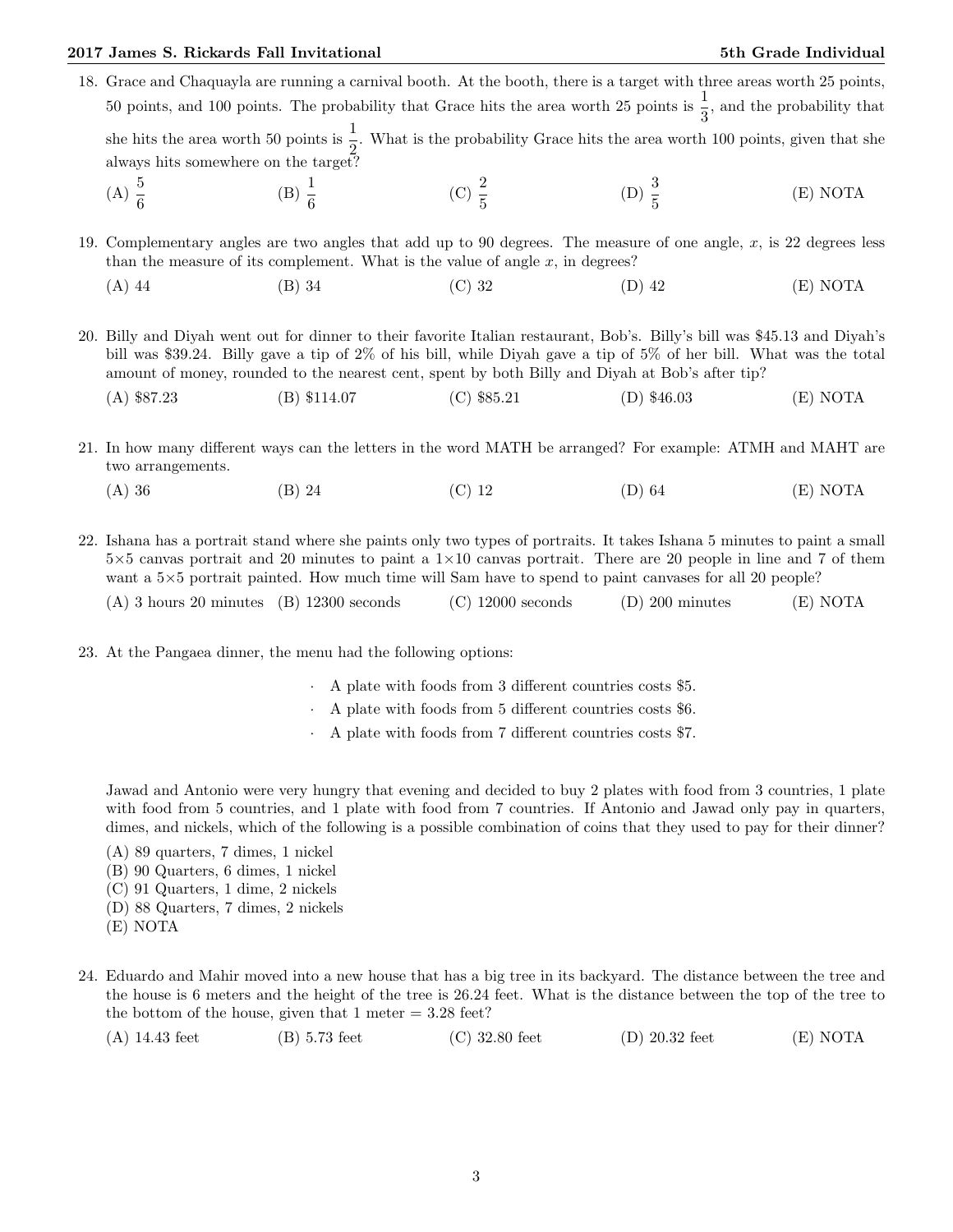18. Grace and Chaquayla are running a carnival booth. At the booth, there is a target with three areas worth 25 points, 50 points, and 100 points. The probability that Grace hits the area worth 25 points is $\frac{1}{3}$, and the probability that she hits the area worth 50 points is $\frac{1}{2}$. What is the probability Grace hits the area worth 100 points, given that she always hits somewhere on the target?

    (A) $\frac{5}{6}$ (B) $\frac{1}{6}$ (C) $\frac{2}{5}$ (D) $\frac{3}{5}$ (E) NOTA

19. Complementary angles are two angles that add up to 90 degrees. The measure of one angle, $x$, is 22 degrees less than the measure of its complement. What is the value of angle $x$, in degrees?

    (A) 44 (B) 34 (C) 32 (D) 42 (E) NOTA

20. Billy and Diyah went out for dinner to their favorite Italian restaurant, Bob's. Billy's bill was \$45.13 and Diyah's bill was \$39.24. Billy gave a tip of 2% of his bill, while Diyah gave a tip of 5% of her bill. What was the total amount of money, rounded to the nearest cent, spent by both Billy and Diyah at Bob's after tip?

    (A) \$87.23 (B) \$114.07 (C) \$85.21 (D) \$46.03 (E) NOTA

21. In how many different ways can the letters in the word MATH be arranged? For example: ATMH and MAHT are two arrangements.

    (A) 36 (B) 24 (C) 12 (D) 64 (E) NOTA

22. Ishana has a portrait stand where she paints only two types of portraits. It takes Ishana 5 minutes to paint a small $5\times5$ canvas portrait and 20 minutes to paint a $1\times10$ canvas portrait. There are 20 people in line and 7 of them want a $5\times5$ portrait painted. How much time will Sam have to spend to paint canvases for all 20 people?

    (A) 3 hours 20 minutes (B) 12300 seconds (C) 12000 seconds (D) 200 minutes (E) NOTA

23. At the Pangaea dinner, the menu had the following options:

    - A plate with foods from 3 different countries costs \$5.
    - A plate with foods from 5 different countries costs \$6.
    - A plate with foods from 7 different countries costs \$7.

    Jawad and Antonio were very hungry that evening and decided to buy 2 plates with food from 3 countries, 1 plate with food from 5 countries, and 1 plate with food from 7 countries. If Antonio and Jawad only pay in quarters, dimes, and nickels, which of the following is a possible combination of coins that they used to pay for their dinner?

    (A) 89 quarters, 7 dimes, 1 nickel
    (B) 90 Quarters, 6 dimes, 1 nickel
    (C) 91 Quarters, 1 dime, 2 nickels
    (D) 88 Quarters, 7 dimes, 2 nickels
    (E) NOTA

24. Eduardo and Mahir moved into a new house that has a big tree in its backyard. The distance between the tree and the house is 6 meters and the height of the tree is 26.24 feet. What is the distance between the top of the tree to the bottom of the house, given that 1 meter = 3.28 feet?

    (A) 14.43 feet (B) 5.73 feet (C) 32.80 feet (D) 20.32 feet (E) NOTA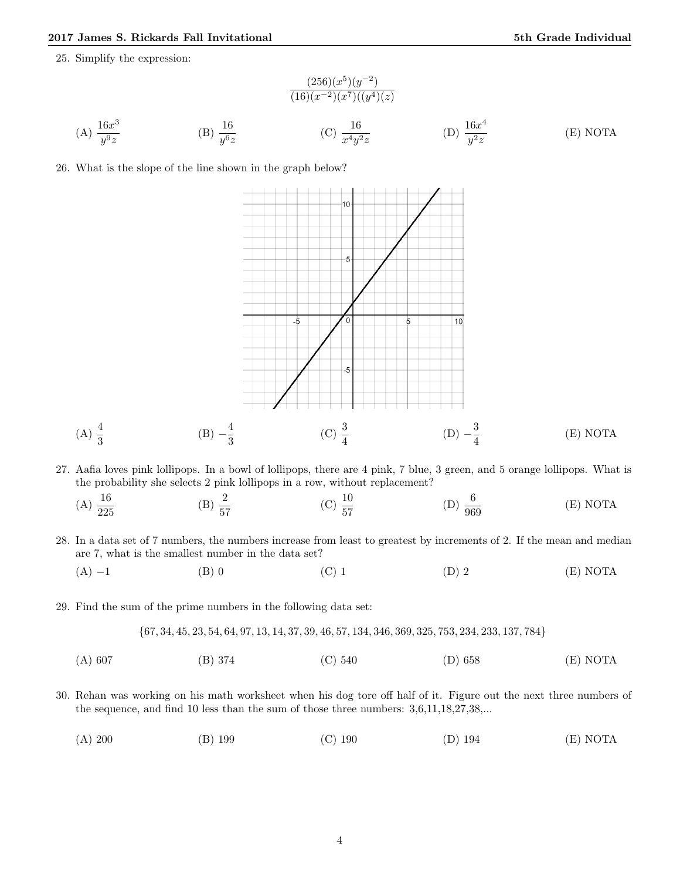25. Simplify the expression:

$$\frac{(256)(x^5)(y^{-2})}{(16)(x^{-2})(x^7)((y^4)(z)}$$

(A) $\frac{16x^3}{y^9z}$ (B) $\frac{16}{y^6z}$ (C) $\frac{16}{x^4y^2z}$ (D) $\frac{16x^4}{y^2z}$ (E) NOTA

26. What is the slope of the line shown in the graph below?

10
5
-5
0
5
10
-5

(A) $\frac{4}{3}$ (B) $-\frac{4}{3}$ (C) $\frac{3}{4}$ (D) $-\frac{3}{4}$ (E) NOTA

27. Aafia loves pink lollipops. In a bowl of lollipops, there are 4 pink, 7 blue, 3 green, and 5 orange lollipops. What is the probability she selects 2 pink lollipops in a row, without replacement?

(A) $\frac{16}{225}$ (B) $\frac{2}{57}$ (C) $\frac{10}{57}$ (D) $\frac{6}{969}$ (E) NOTA

28. In a data set of 7 numbers, the numbers increase from least to greatest by increments of 2. If the mean and median are 7, what is the smallest number in the data set?

(A) $-1$ (B) 0 (C) 1 (D) 2 (E) NOTA

29. Find the sum of the prime numbers in the following data set:

$$\{67, 34, 45, 23, 54, 64, 97, 13, 14, 37, 39, 46, 57, 134, 346, 369, 325, 753, 234, 233, 137, 784\}$$

(A) 607 (B) 374 (C) 540 (D) 658 (E) NOTA

30. Rehan was working on his math worksheet when his dog tore off half of it. Figure out the next three numbers of the sequence, and find 10 less than the sum of those three numbers: 3,6,11,18,27,38,...

(A) 200 (B) 199 (C) 190 (D) 194 (E) NOTA